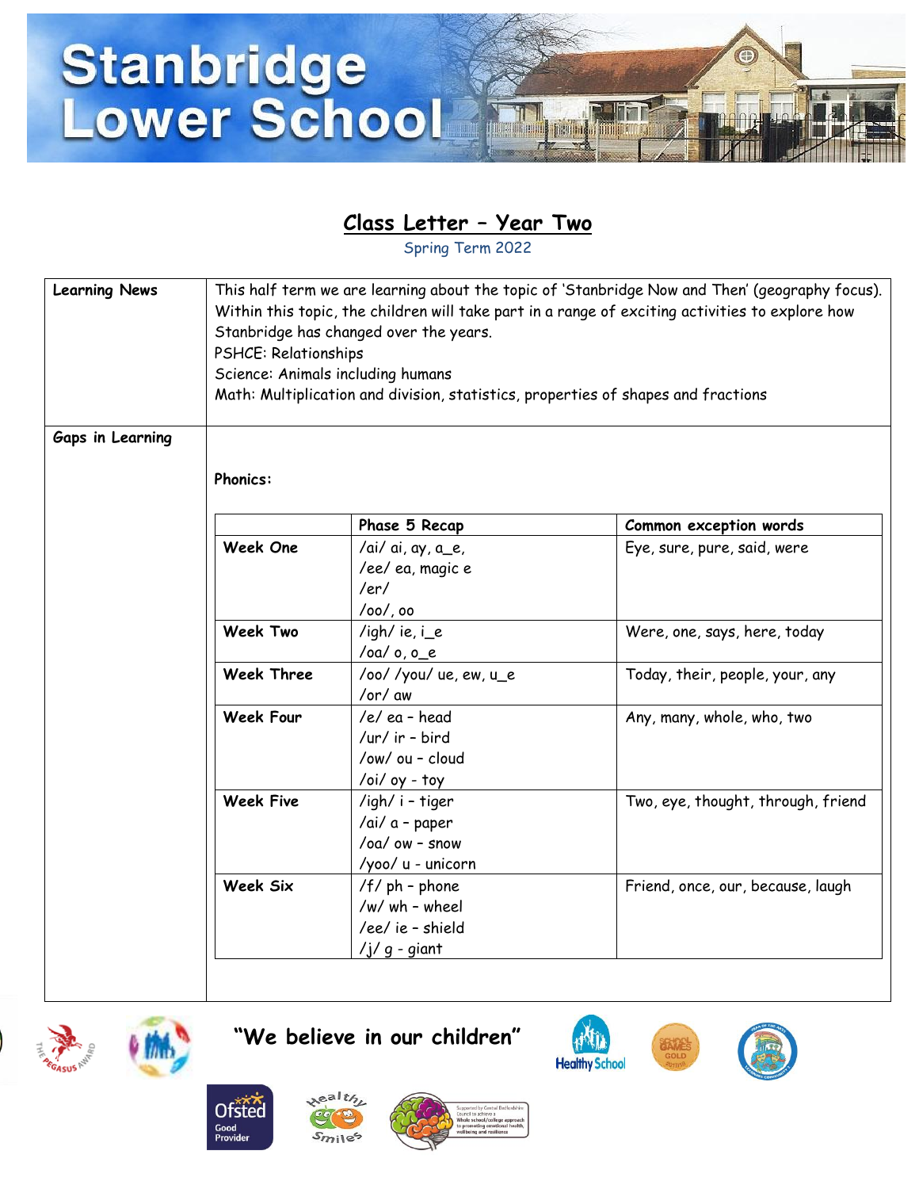# Stanbridge Lower School

## Class Letter – Year Two

Spring Term 2022

**Learning News**

This half term we are learning about the topic of 'Stanbridge Now and Then' (geography focus). Within this topic, the children will take part in a range of exciting activities to explore how Stanbridge has changed over the years.

PSHCE: Relationships

Science: Animals including humans

Math: Multiplication and division, statistics, properties of shapes and fractions

**Gaps in Learning**

**Phonics:**

| | **Phase 5 Recap** | **Common exception words** |
|---|---|---|
| **Week One** | /ai/ ai, ay, a_e,<br>/ee/ ea, magic e<br>/er/<br>/oo/, oo | Eye, sure, pure, said, were |
| **Week Two** | /igh/ ie, i_e<br>/oa/ o, o_e | Were, one, says, here, today |
| **Week Three** | /oo/ /you/ ue, ew, u_e<br>/or/ aw | Today, their, people, your, any |
| **Week Four** | /e/ ea – head<br>/ur/ ir – bird<br>/ow/ ou – cloud<br>/oi/ oy - toy | Any, many, whole, who, two |
| **Week Five** | /igh/ i – tiger<br>/ai/ a – paper<br>/oa/ ow – snow<br>/yoo/ u - unicorn | Two, eye, thought, through, friend |
| **Week Six** | /f/ ph – phone<br>/w/ wh – wheel<br>/ee/ ie – shield<br>/j/ g - giant | Friend, once, our, because, laugh |

**"We believe in our children"**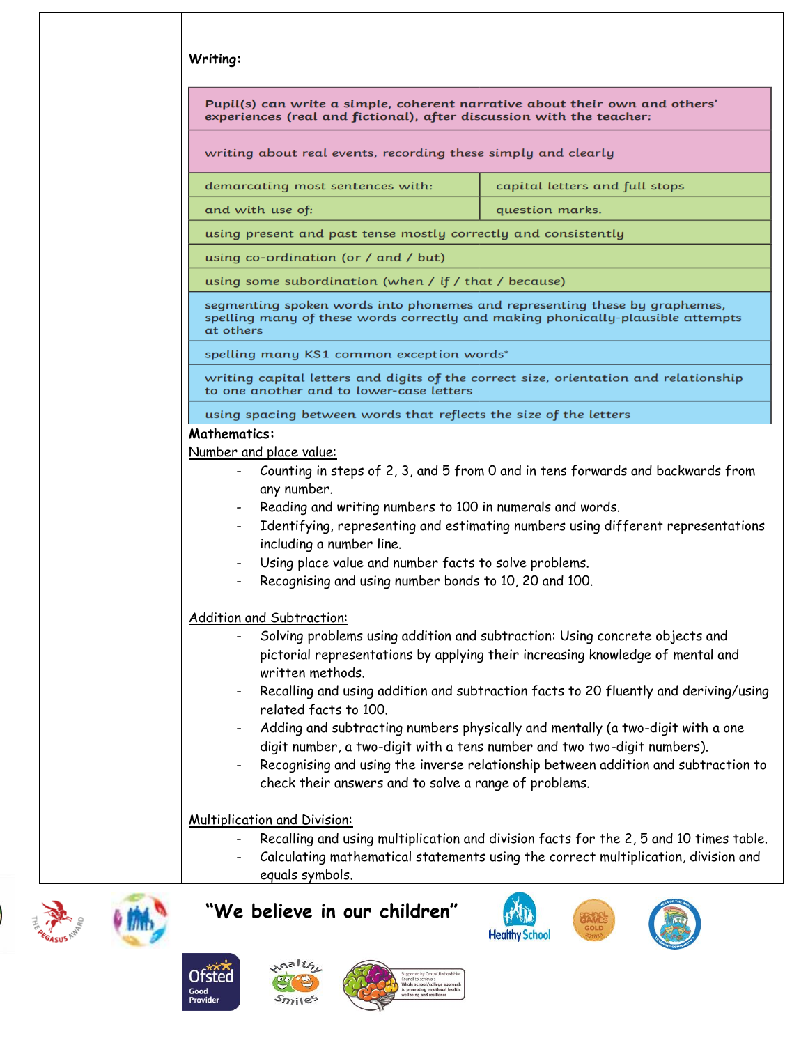**Writing:**

| Pupil(s) can write a simple, coherent narrative about their own and others' experiences (real and fictional), after discussion with the teacher: | |
|---|---|
| writing about real events, recording these simply and clearly | |
| demarcating most sentences with: | capital letters and full stops |
| and with use of: | question marks. |
| using present and past tense mostly correctly and consistently | |
| using co-ordination (or / and / but) | |
| using some subordination (when / if / that / because) | |
| segmenting spoken words into phonemes and representing these by graphemes, spelling many of these words correctly and making phonically-plausible attempts at others | |
| spelling many KS1 common exception words* | |
| writing capital letters and digits of the correct size, orientation and relationship to one another and to lower-case letters | |
| using spacing between words that reflects the size of the letters | |

**Mathematics:**

Number and place value:

- Counting in steps of 2, 3, and 5 from 0 and in tens forwards and backwards from any number.
- Reading and writing numbers to 100 in numerals and words.
- Identifying, representing and estimating numbers using different representations including a number line.
- Using place value and number facts to solve problems.
- Recognising and using number bonds to 10, 20 and 100.

Addition and Subtraction:

- Solving problems using addition and subtraction: Using concrete objects and pictorial representations by applying their increasing knowledge of mental and written methods.
- Recalling and using addition and subtraction facts to 20 fluently and deriving/using related facts to 100.
- Adding and subtracting numbers physically and mentally (a two-digit with a one digit number, a two-digit with a tens number and two two-digit numbers).
- Recognising and using the inverse relationship between addition and subtraction to check their answers and to solve a range of problems.

Multiplication and Division:

- Recalling and using multiplication and division facts for the 2, 5 and 10 times table.
- Calculating mathematical statements using the correct multiplication, division and equals symbols.

"We believe in our children"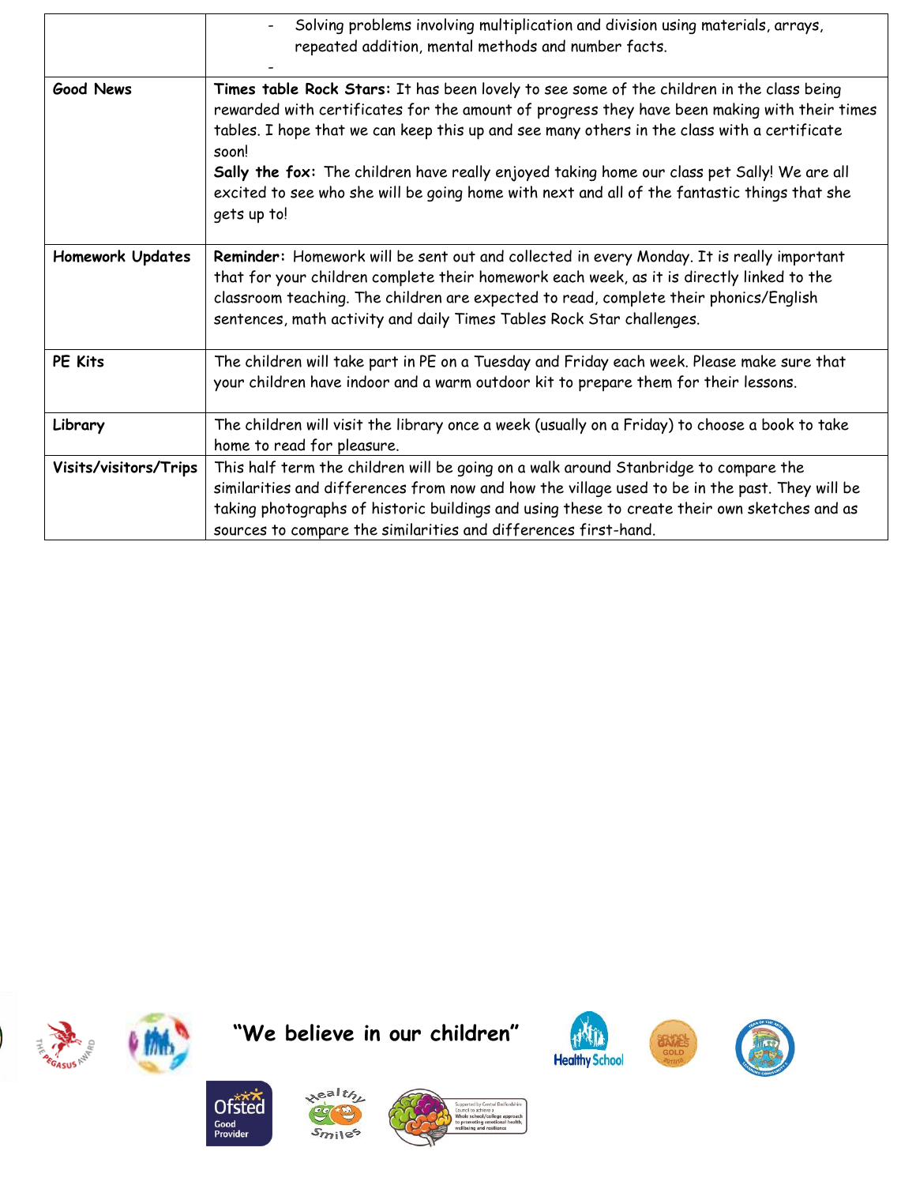| | |
|---|---|
| | - Solving problems involving multiplication and division using materials, arrays, repeated addition, mental methods and number facts.<br>- |
| **Good News** | **Times table Rock Stars:** It has been lovely to see some of the children in the class being rewarded with certificates for the amount of progress they have been making with their times tables. I hope that we can keep this up and see many others in the class with a certificate soon!<br>**Sally the fox:** The children have really enjoyed taking home our class pet Sally! We are all excited to see who she will be going home with next and all of the fantastic things that she gets up to! |
| **Homework Updates** | **Reminder:** Homework will be sent out and collected in every Monday. It is really important that for your children complete their homework each week, as it is directly linked to the classroom teaching. The children are expected to read, complete their phonics/English sentences, math activity and daily Times Tables Rock Star challenges. |
| **PE Kits** | The children will take part in PE on a Tuesday and Friday each week. Please make sure that your children have indoor and a warm outdoor kit to prepare them for their lessons. |
| **Library** | The children will visit the library once a week (usually on a Friday) to choose a book to take home to read for pleasure. |
| **Visits/visitors/Trips** | This half term the children will be going on a walk around Stanbridge to compare the similarities and differences from now and how the village used to be in the past. They will be taking photographs of historic buildings and using these to create their own sketches and as sources to compare the similarities and differences first-hand. |

**"We believe in our children"**